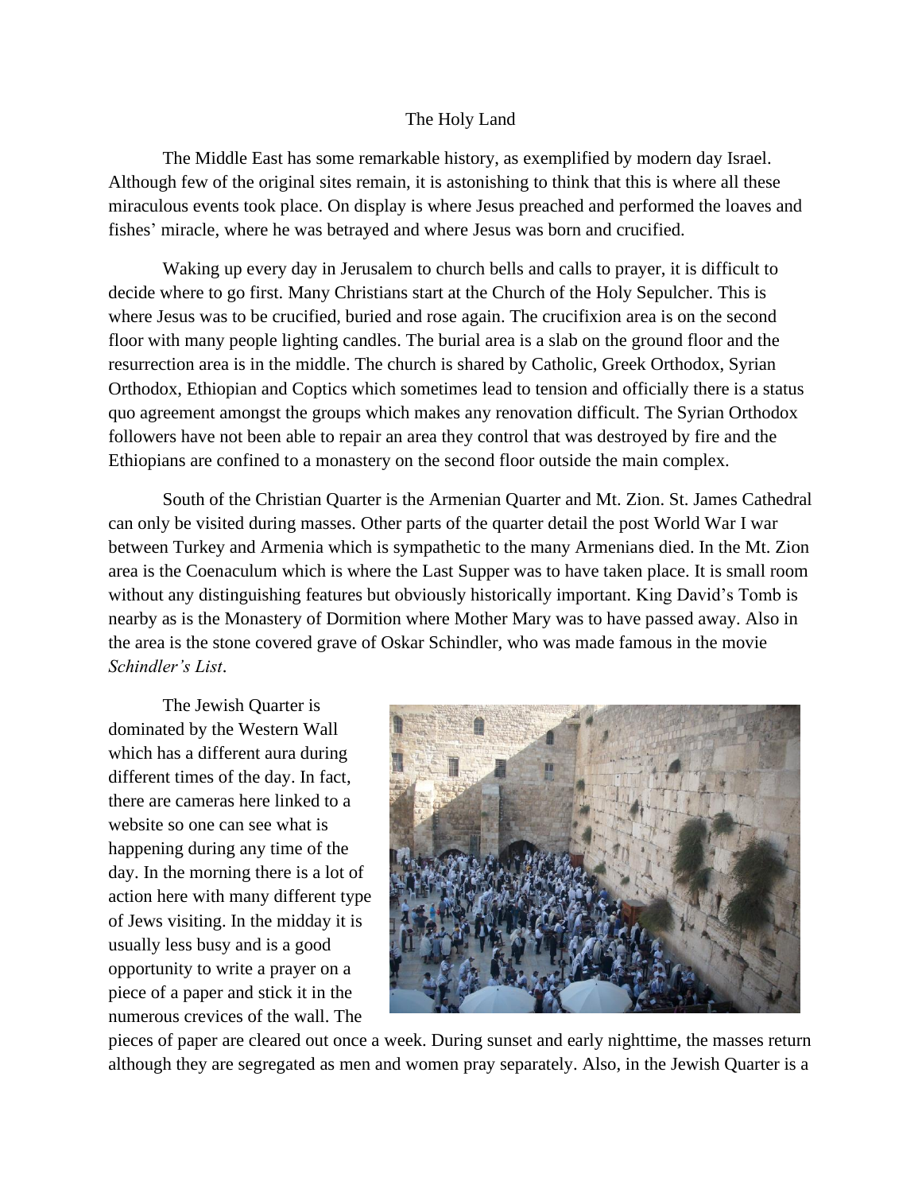# The Holy Land

The Middle East has some remarkable history, as exemplified by modern day Israel. Although few of the original sites remain, it is astonishing to think that this is where all these miraculous events took place. On display is where Jesus preached and performed the loaves and fishes' miracle, where he was betrayed and where Jesus was born and crucified.

Waking up every day in Jerusalem to church bells and calls to prayer, it is difficult to decide where to go first. Many Christians start at the Church of the Holy Sepulcher. This is where Jesus was to be crucified, buried and rose again. The crucifixion area is on the second floor with many people lighting candles. The burial area is a slab on the ground floor and the resurrection area is in the middle. The church is shared by Catholic, Greek Orthodox, Syrian Orthodox, Ethiopian and Coptics which sometimes lead to tension and officially there is a status quo agreement amongst the groups which makes any renovation difficult. The Syrian Orthodox followers have not been able to repair an area they control that was destroyed by fire and the Ethiopians are confined to a monastery on the second floor outside the main complex.

South of the Christian Quarter is the Armenian Quarter and Mt. Zion. St. James Cathedral can only be visited during masses. Other parts of the quarter detail the post World War I war between Turkey and Armenia which is sympathetic to the many Armenians died. In the Mt. Zion area is the Coenaculum which is where the Last Supper was to have taken place. It is small room without any distinguishing features but obviously historically important. King David's Tomb is nearby as is the Monastery of Dormition where Mother Mary was to have passed away. Also in the area is the stone covered grave of Oskar Schindler, who was made famous in the movie *Schindler's List*.

The Jewish Quarter is dominated by the Western Wall which has a different aura during different times of the day. In fact, there are cameras here linked to a website so one can see what is happening during any time of the day. In the morning there is a lot of action here with many different type of Jews visiting. In the midday it is usually less busy and is a good opportunity to write a prayer on a piece of a paper and stick it in the numerous crevices of the wall. The pieces of paper are cleared out once a week. During sunset and early nighttime, the masses return although they are segregated as men and women pray separately. Also, in the Jewish Quarter is a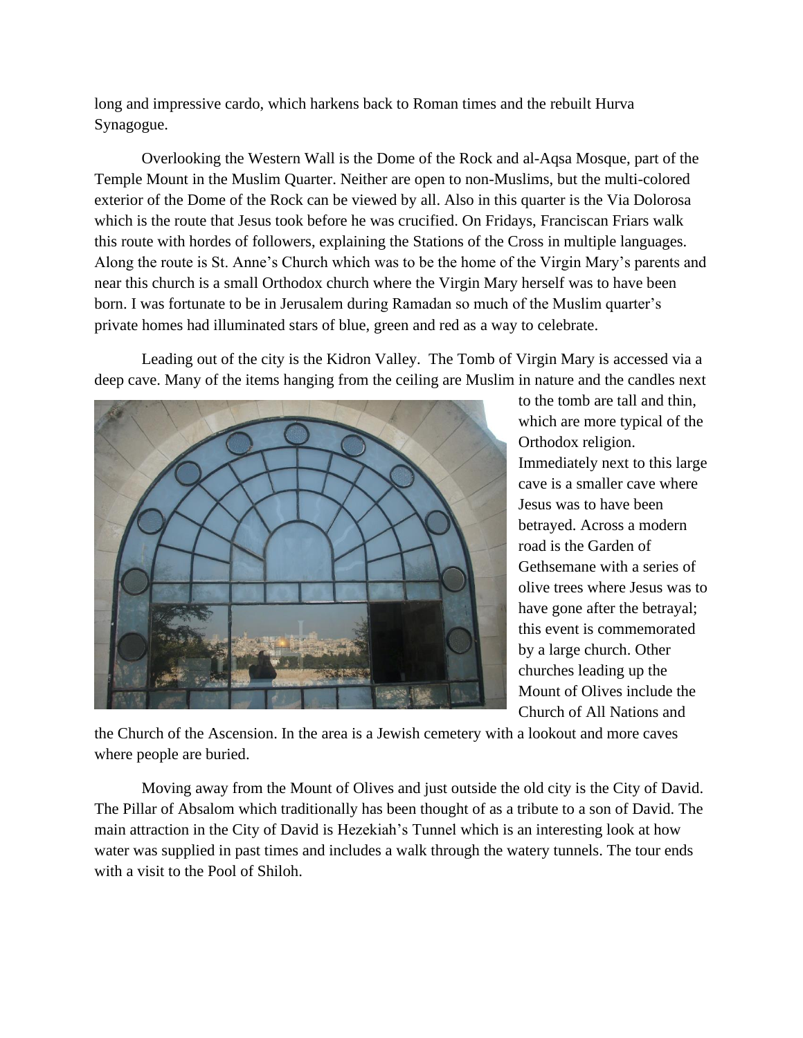long and impressive cardo, which harkens back to Roman times and the rebuilt Hurva Synagogue.

Overlooking the Western Wall is the Dome of the Rock and al-Aqsa Mosque, part of the Temple Mount in the Muslim Quarter. Neither are open to non-Muslims, but the multi-colored exterior of the Dome of the Rock can be viewed by all. Also in this quarter is the Via Dolorosa which is the route that Jesus took before he was crucified. On Fridays, Franciscan Friars walk this route with hordes of followers, explaining the Stations of the Cross in multiple languages. Along the route is St. Anne's Church which was to be the home of the Virgin Mary's parents and near this church is a small Orthodox church where the Virgin Mary herself was to have been born. I was fortunate to be in Jerusalem during Ramadan so much of the Muslim quarter's private homes had illuminated stars of blue, green and red as a way to celebrate.

Leading out of the city is the Kidron Valley. The Tomb of Virgin Mary is accessed via a deep cave. Many of the items hanging from the ceiling are Muslim in nature and the candles next to the tomb are tall and thin, which are more typical of the Orthodox religion. Immediately next to this large cave is a smaller cave where Jesus was to have been betrayed. Across a modern road is the Garden of Gethsemane with a series of olive trees where Jesus was to have gone after the betrayal; this event is commemorated by a large church. Other churches leading up the Mount of Olives include the Church of All Nations and the Church of the Ascension. In the area is a Jewish cemetery with a lookout and more caves where people are buried.

Moving away from the Mount of Olives and just outside the old city is the City of David. The Pillar of Absalom which traditionally has been thought of as a tribute to a son of David. The main attraction in the City of David is Hezekiah's Tunnel which is an interesting look at how water was supplied in past times and includes a walk through the watery tunnels. The tour ends with a visit to the Pool of Shiloh.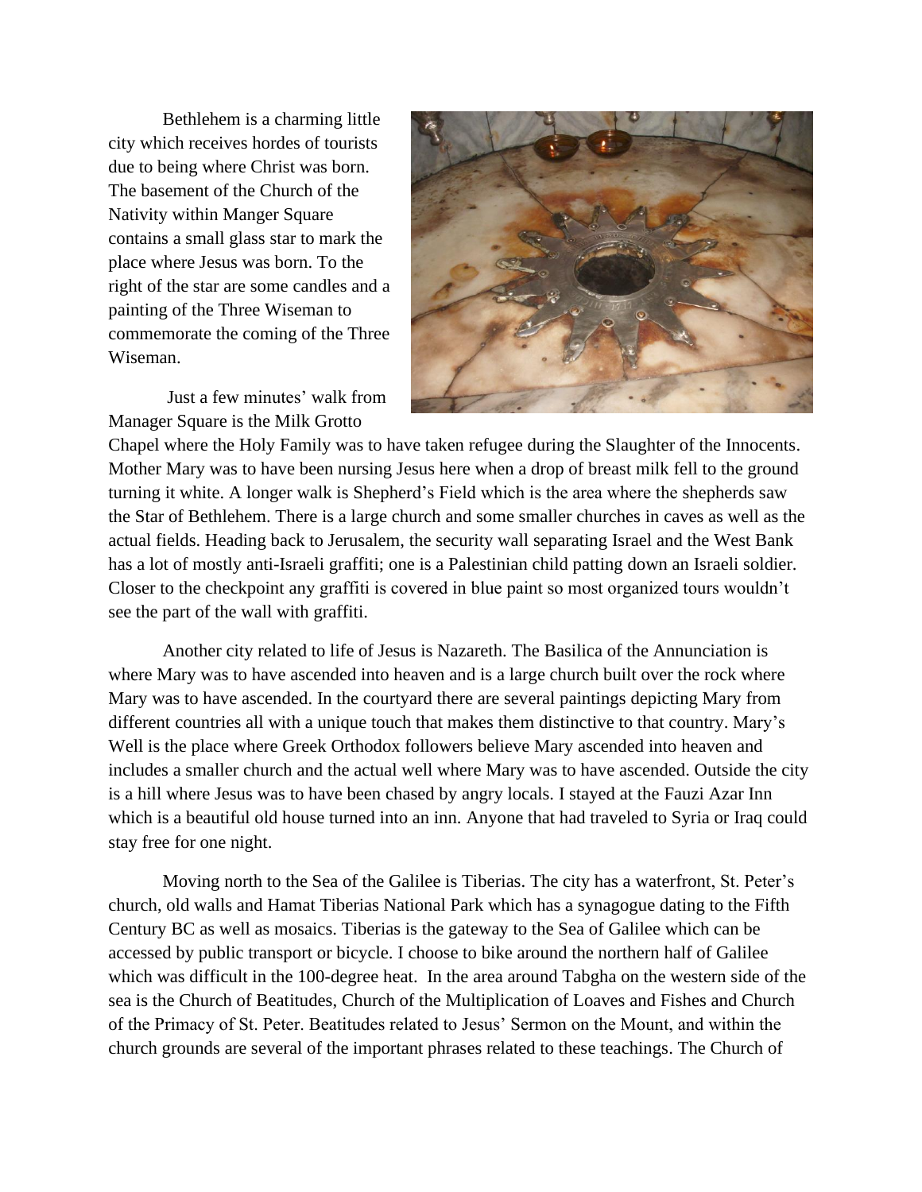Bethlehem is a charming little city which receives hordes of tourists due to being where Christ was born. The basement of the Church of the Nativity within Manger Square contains a small glass star to mark the place where Jesus was born. To the right of the star are some candles and a painting of the Three Wiseman to commemorate the coming of the Three Wiseman.

Just a few minutes' walk from Manager Square is the Milk Grotto Chapel where the Holy Family was to have taken refugee during the Slaughter of the Innocents. Mother Mary was to have been nursing Jesus here when a drop of breast milk fell to the ground turning it white. A longer walk is Shepherd's Field which is the area where the shepherds saw the Star of Bethlehem. There is a large church and some smaller churches in caves as well as the actual fields. Heading back to Jerusalem, the security wall separating Israel and the West Bank has a lot of mostly anti-Israeli graffiti; one is a Palestinian child patting down an Israeli soldier. Closer to the checkpoint any graffiti is covered in blue paint so most organized tours wouldn't see the part of the wall with graffiti.

Another city related to life of Jesus is Nazareth. The Basilica of the Annunciation is where Mary was to have ascended into heaven and is a large church built over the rock where Mary was to have ascended. In the courtyard there are several paintings depicting Mary from different countries all with a unique touch that makes them distinctive to that country. Mary's Well is the place where Greek Orthodox followers believe Mary ascended into heaven and includes a smaller church and the actual well where Mary was to have ascended. Outside the city is a hill where Jesus was to have been chased by angry locals. I stayed at the Fauzi Azar Inn which is a beautiful old house turned into an inn. Anyone that had traveled to Syria or Iraq could stay free for one night.

Moving north to the Sea of the Galilee is Tiberias. The city has a waterfront, St. Peter's church, old walls and Hamat Tiberias National Park which has a synagogue dating to the Fifth Century BC as well as mosaics. Tiberias is the gateway to the Sea of Galilee which can be accessed by public transport or bicycle. I choose to bike around the northern half of Galilee which was difficult in the 100-degree heat. In the area around Tabgha on the western side of the sea is the Church of Beatitudes, Church of the Multiplication of Loaves and Fishes and Church of the Primacy of St. Peter. Beatitudes related to Jesus' Sermon on the Mount, and within the church grounds are several of the important phrases related to these teachings. The Church of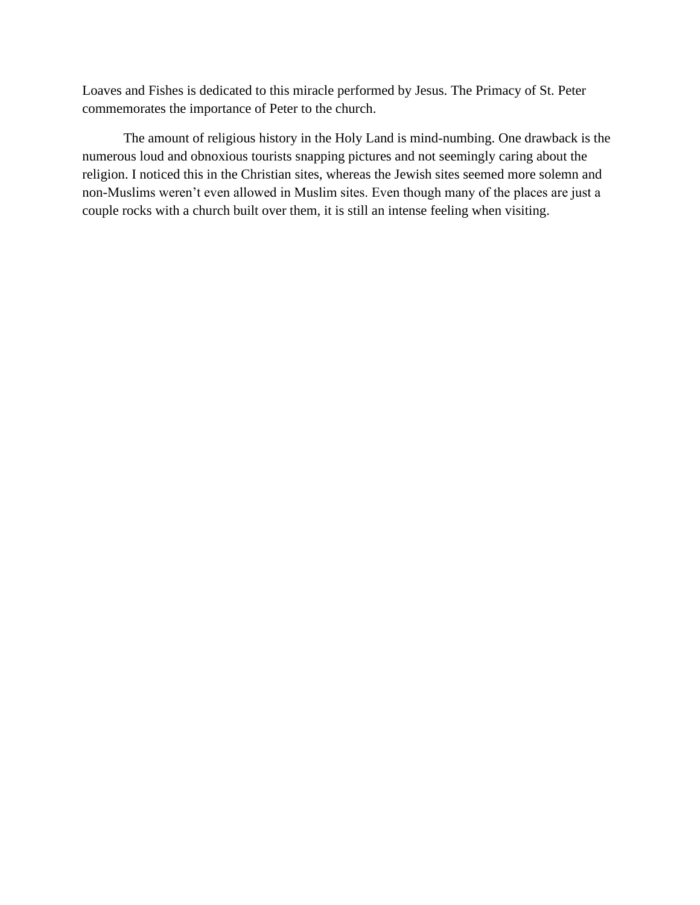Loaves and Fishes is dedicated to this miracle performed by Jesus. The Primacy of St. Peter commemorates the importance of Peter to the church.

The amount of religious history in the Holy Land is mind-numbing. One drawback is the numerous loud and obnoxious tourists snapping pictures and not seemingly caring about the religion. I noticed this in the Christian sites, whereas the Jewish sites seemed more solemn and non-Muslims weren't even allowed in Muslim sites. Even though many of the places are just a couple rocks with a church built over them, it is still an intense feeling when visiting.